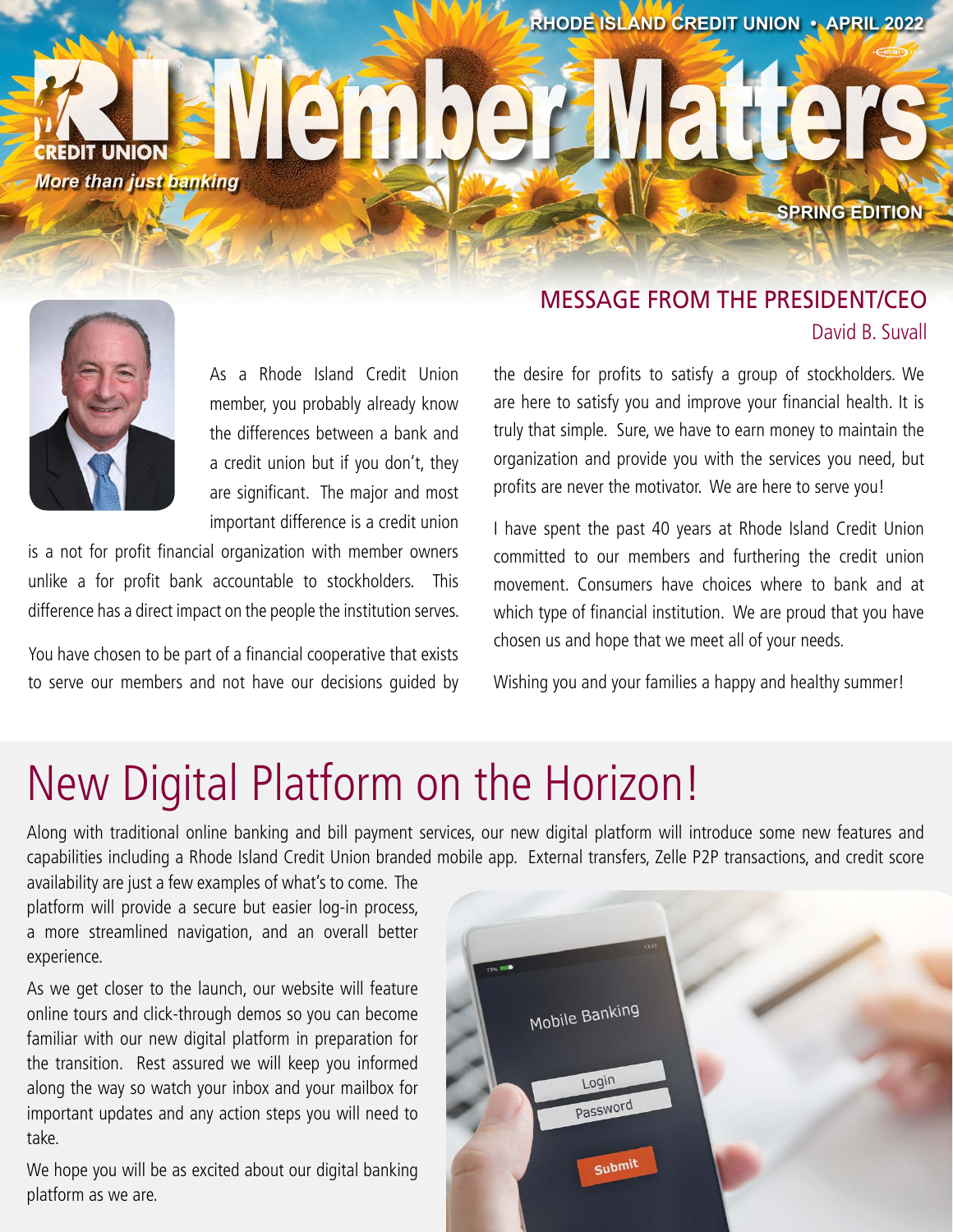RHODE ISLAND CREDIT UNION • APRIL 2022

# RI Credit Union Member Matters

*More than just banking*

SPRING EDITION

## MESSAGE FROM THE PRESIDENT/CEO

David B. Suvall

As a Rhode Island Credit Union member, you probably already know the differences between a bank and a credit union but if you don't, they are significant. The major and most important difference is a credit union is a not for profit financial organization with member owners unlike a for profit bank accountable to stockholders. This difference has a direct impact on the people the institution serves.

You have chosen to be part of a financial cooperative that exists to serve our members and not have our decisions guided by the desire for profits to satisfy a group of stockholders. We are here to satisfy you and improve your financial health. It is truly that simple. Sure, we have to earn money to maintain the organization and provide you with the services you need, but profits are never the motivator. We are here to serve you!

I have spent the past 40 years at Rhode Island Credit Union committed to our members and furthering the credit union movement. Consumers have choices where to bank and at which type of financial institution. We are proud that you have chosen us and hope that we meet all of your needs.

Wishing you and your families a happy and healthy summer!

# New Digital Platform on the Horizon!

Along with traditional online banking and bill payment services, our new digital platform will introduce some new features and capabilities including a Rhode Island Credit Union branded mobile app. External transfers, Zelle P2P transactions, and credit score availability are just a few examples of what's to come. The platform will provide a secure but easier log-in process, a more streamlined navigation, and an overall better experience.

As we get closer to the launch, our website will feature online tours and click-through demos so you can become familiar with our new digital platform in preparation for the transition. Rest assured we will keep you informed along the way so watch your inbox and your mailbox for important updates and any action steps you will need to take.

We hope you will be as excited about our digital banking platform as we are.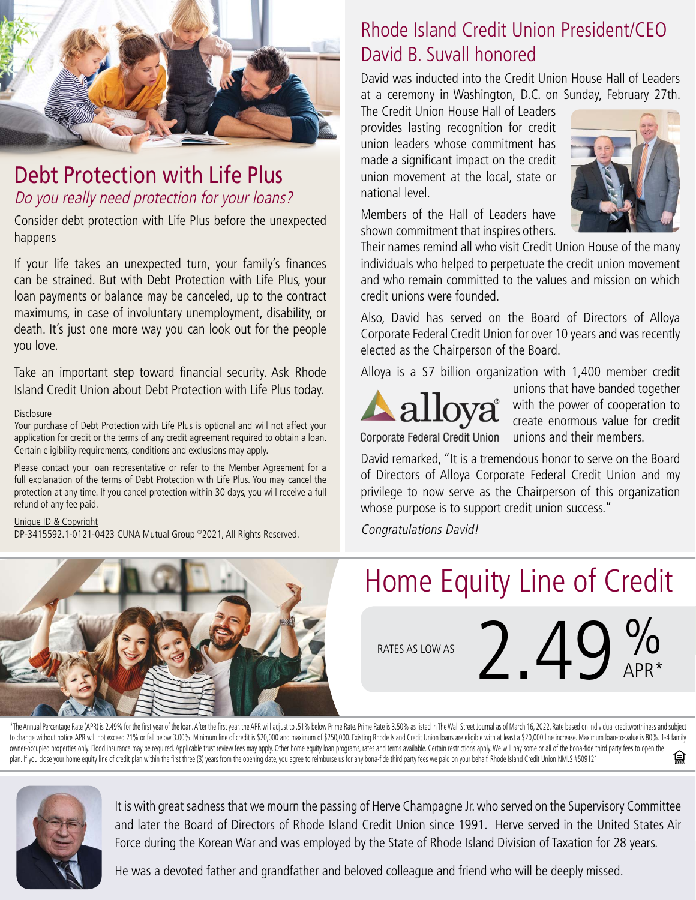## Debt Protection with Life Plus

*Do you really need protection for your loans?*

Consider debt protection with Life Plus before the unexpected happens

If your life takes an unexpected turn, your family's finances can be strained. But with Debt Protection with Life Plus, your loan payments or balance may be canceled, up to the contract maximums, in case of involuntary unemployment, disability, or death. It's just one more way you can look out for the people you love.

Take an important step toward financial security. Ask Rhode Island Credit Union about Debt Protection with Life Plus today.

Disclosure

Your purchase of Debt Protection with Life Plus is optional and will not affect your application for credit or the terms of any credit agreement required to obtain a loan. Certain eligibility requirements, conditions and exclusions may apply.

Please contact your loan representative or refer to the Member Agreement for a full explanation of the terms of Debt Protection with Life Plus. You may cancel the protection at any time. If you cancel protection within 30 days, you will receive a full refund of any fee paid.

Unique ID & Copyright

DP-3415592.1-0121-0423 CUNA Mutual Group ©2021, All Rights Reserved.

## Rhode Island Credit Union President/CEO David B. Suvall honored

David was inducted into the Credit Union House Hall of Leaders at a ceremony in Washington, D.C. on Sunday, February 27th. The Credit Union House Hall of Leaders provides lasting recognition for credit union leaders whose commitment has made a significant impact on the credit union movement at the local, state or national level.

Members of the Hall of Leaders have shown commitment that inspires others. Their names remind all who visit Credit Union House of the many individuals who helped to perpetuate the credit union movement and who remain committed to the values and mission on which credit unions were founded.

Also, David has served on the Board of Directors of Alloya Corporate Federal Credit Union for over 10 years and was recently elected as the Chairperson of the Board.

Alloya is a $7 billion organization with 1,400 member credit unions that have banded together with the power of cooperation to create enormous value for credit unions and their members.

alloya® Corporate Federal Credit Union

David remarked, "It is a tremendous honor to serve on the Board of Directors of Alloya Corporate Federal Credit Union and my privilege to now serve as the Chairperson of this organization whose purpose is to support credit union success."

*Congratulations David!*

## Home Equity Line of Credit

RATES AS LOW AS **2.49% APR***

*The Annual Percentage Rate (APR) is 2.49% for the first year of the loan. After the first year, the APR will adjust to .51% below Prime Rate. Prime Rate is 3.50% as listed in The Wall Street Journal as of March 16, 2022. Rate based on individual creditworthiness and subject to change without notice. APR will not exceed 21% or fall below 3.00%. Minimum line of credit is $20,000 and maximum of $250,000. Existing Rhode Island Credit Union loans are eligible with at least a $20,000 line increase. Maximum loan-to-value is 80%. 1-4 family owner-occupied properties only. Flood insurance may be required. Applicable trust review fees may apply. Other home equity loan programs, rates and terms available. Certain restrictions apply. We will pay some or all of the bona-fide third party fees to open the plan. If you close your home equity line of credit plan within the first three (3) years from the opening date, you agree to reimburse us for any bona-fide third party fees we paid on your behalf. Rhode Island Credit Union NMLS #509121

It is with great sadness that we mourn the passing of Herve Champagne Jr. who served on the Supervisory Committee and later the Board of Directors of Rhode Island Credit Union since 1991. Herve served in the United States Air Force during the Korean War and was employed by the State of Rhode Island Division of Taxation for 28 years.

He was a devoted father and grandfather and beloved colleague and friend who will be deeply missed.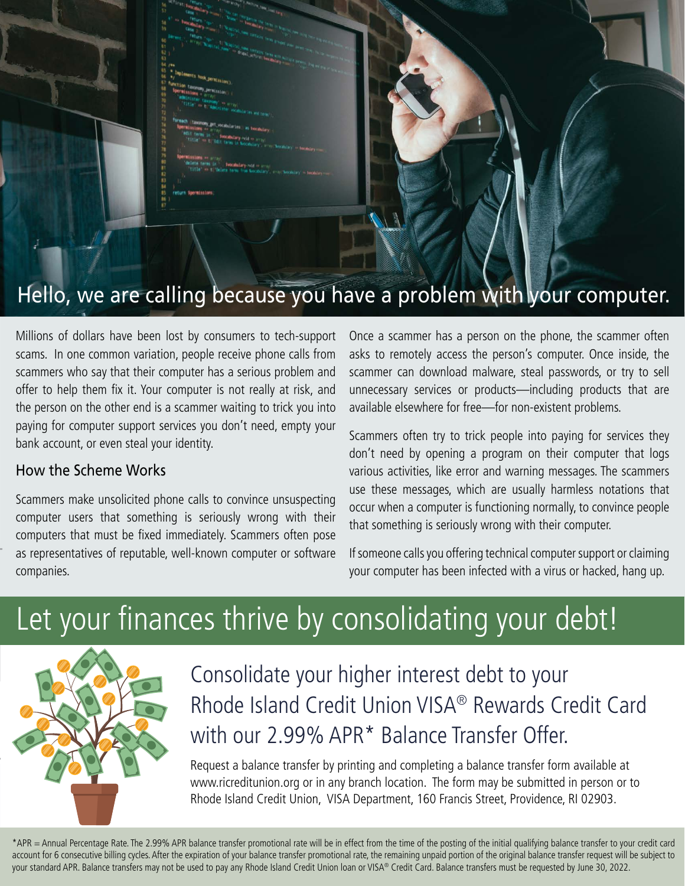## Hello, we are calling because you have a problem with your computer.

Millions of dollars have been lost by consumers to tech-support scams. In one common variation, people receive phone calls from scammers who say that their computer has a serious problem and offer to help them fix it. Your computer is not really at risk, and the person on the other end is a scammer waiting to trick you into paying for computer support services you don't need, empty your bank account, or even steal your identity.

### How the Scheme Works

Scammers make unsolicited phone calls to convince unsuspecting computer users that something is seriously wrong with their computers that must be fixed immediately. Scammers often pose as representatives of reputable, well-known computer or software companies.

Once a scammer has a person on the phone, the scammer often asks to remotely access the person's computer. Once inside, the scammer can download malware, steal passwords, or try to sell unnecessary services or products—including products that are available elsewhere for free—for non-existent problems.

Scammers often try to trick people into paying for services they don't need by opening a program on their computer that logs various activities, like error and warning messages. The scammers use these messages, which are usually harmless notations that occur when a computer is functioning normally, to convince people that something is seriously wrong with their computer.

If someone calls you offering technical computer support or claiming your computer has been infected with a virus or hacked, hang up.

## Let your finances thrive by consolidating your debt!

### Consolidate your higher interest debt to your Rhode Island Credit Union VISA® Rewards Credit Card with our 2.99% APR* Balance Transfer Offer.

Request a balance transfer by printing and completing a balance transfer form available at www.ricreditunion.org or in any branch location. The form may be submitted in person or to Rhode Island Credit Union, VISA Department, 160 Francis Street, Providence, RI 02903.

*APR = Annual Percentage Rate. The 2.99% APR balance transfer promotional rate will be in effect from the time of the posting of the initial qualifying balance transfer to your credit card account for 6 consecutive billing cycles. After the expiration of your balance transfer promotional rate, the remaining unpaid portion of the original balance transfer request will be subject to your standard APR. Balance transfers may not be used to pay any Rhode Island Credit Union loan or VISA® Credit Card. Balance transfers must be requested by June 30, 2022.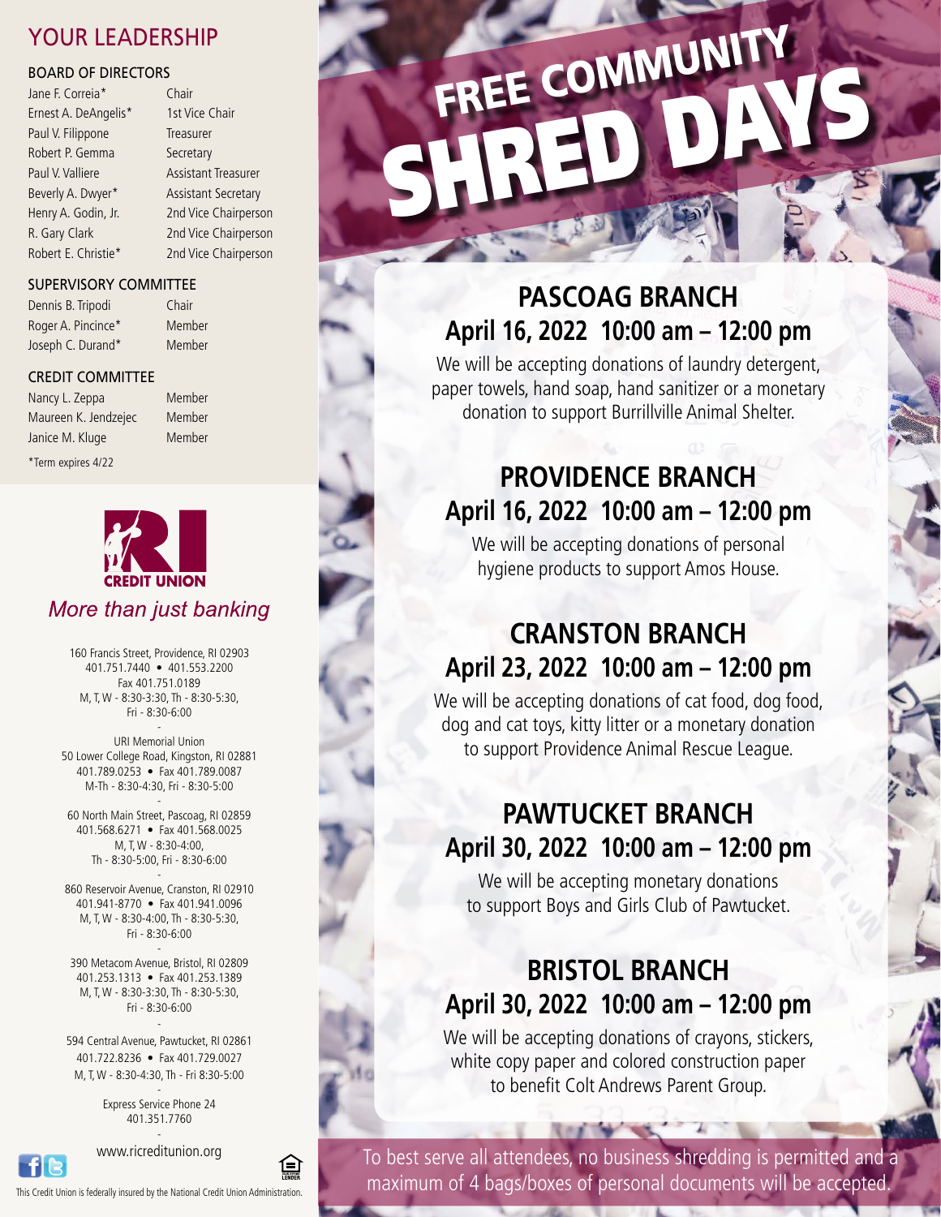## YOUR LEADERSHIP

### BOARD OF DIRECTORS

| | |
|---|---|
| Jane F. Correia* | Chair |
| Ernest A. DeAngelis* | 1st Vice Chair |
| Paul V. Filippone | Treasurer |
| Robert P. Gemma | Secretary |
| Paul V. Valliere | Assistant Treasurer |
| Beverly A. Dwyer* | Assistant Secretary |
| Henry A. Godin, Jr. | 2nd Vice Chairperson |
| R. Gary Clark | 2nd Vice Chairperson |
| Robert E. Christie* | 2nd Vice Chairperson |

### SUPERVISORY COMMITTEE

| | |
|---|---|
| Dennis B. Tripodi | Chair |
| Roger A. Pincince* | Member |
| Joseph C. Durand* | Member |

### CREDIT COMMITTEE

| | |
|---|---|
| Nancy L. Zeppa | Member |
| Maureen K. Jendzejec | Member |
| Janice M. Kluge | Member |

*Term expires 4/22

RI CREDIT UNION

*More than just banking*

160 Francis Street, Providence, RI 02903
401.751.7440 • 401.553.2200
Fax 401.751.0189
M, T, W - 8:30-3:30, Th - 8:30-5:30,
Fri - 8:30-6:00

URI Memorial Union
50 Lower College Road, Kingston, RI 02881
401.789.0253 • Fax 401.789.0087
M-Th - 8:30-4:30, Fri - 8:30-5:00

60 North Main Street, Pascoag, RI 02859
401.568.6271 • Fax 401.568.0025
M, T, W - 8:30-4:00,
Th - 8:30-5:00, Fri - 8:30-6:00

860 Reservoir Avenue, Cranston, RI 02910
401.941-8770 • Fax 401.941.0096
M, T, W - 8:30-4:00, Th - 8:30-5:30,
Fri - 8:30-6:00

390 Metacom Avenue, Bristol, RI 02809
401.253.1313 • Fax 401.253.1389
M, T, W - 8:30-3:30, Th - 8:30-5:30,
Fri - 8:30-6:00

594 Central Avenue, Pawtucket, RI 02861
401.722.8236 • Fax 401.729.0027
M, T, W - 8:30-4:30, Th - Fri 8:30-5:00

Express Service Phone 24
401.351.7760

www.ricreditunion.org

This Credit Union is federally insured by the National Credit Union Administration.

# FREE COMMUNITY SHRED DAYS

## PASCOAG BRANCH
### April 16, 2022 10:00 am – 12:00 pm

We will be accepting donations of laundry detergent, paper towels, hand soap, hand sanitizer or a monetary donation to support Burrillville Animal Shelter.

## PROVIDENCE BRANCH
### April 16, 2022 10:00 am – 12:00 pm

We will be accepting donations of personal hygiene products to support Amos House.

## CRANSTON BRANCH
### April 23, 2022 10:00 am – 12:00 pm

We will be accepting donations of cat food, dog food, dog and cat toys, kitty litter or a monetary donation to support Providence Animal Rescue League.

## PAWTUCKET BRANCH
### April 30, 2022 10:00 am – 12:00 pm

We will be accepting monetary donations to support Boys and Girls Club of Pawtucket.

## BRISTOL BRANCH
### April 30, 2022 10:00 am – 12:00 pm

We will be accepting donations of crayons, stickers, white copy paper and colored construction paper to benefit Colt Andrews Parent Group.

To best serve all attendees, no business shredding is permitted and a maximum of 4 bags/boxes of personal documents will be accepted.